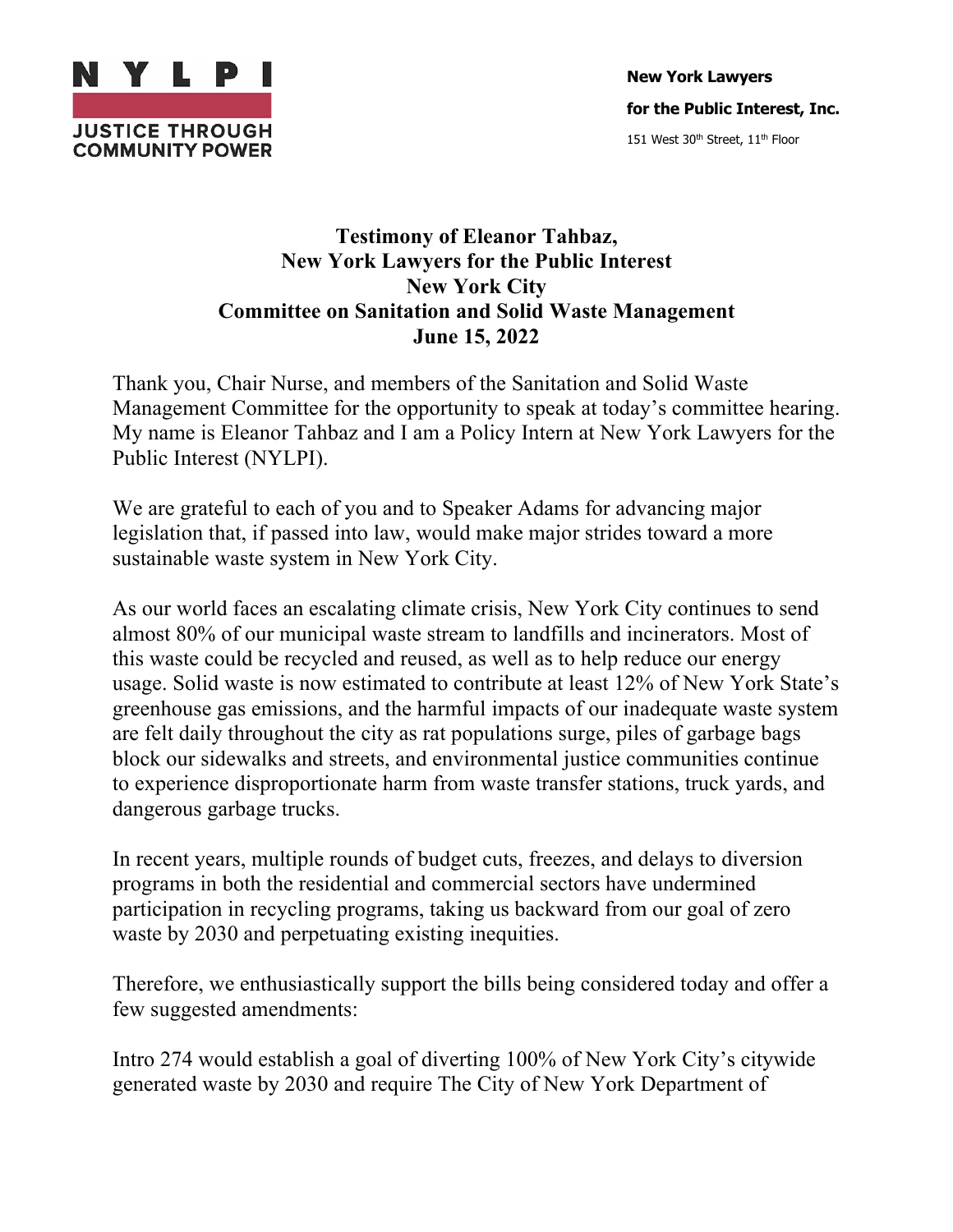**NYLPI**

**JUSTICE THROUGH COMMUNITY POWER**

**New York Lawyers for the Public Interest, Inc.**

151 West 30th Street, 11th Floor

# Testimony of Eleanor Tahbaz, New York Lawyers for the Public Interest New York City Committee on Sanitation and Solid Waste Management June 15, 2022

Thank you, Chair Nurse, and members of the Sanitation and Solid Waste Management Committee for the opportunity to speak at today's committee hearing. My name is Eleanor Tahbaz and I am a Policy Intern at New York Lawyers for the Public Interest (NYLPI).

We are grateful to each of you and to Speaker Adams for advancing major legislation that, if passed into law, would make major strides toward a more sustainable waste system in New York City.

As our world faces an escalating climate crisis, New York City continues to send almost 80% of our municipal waste stream to landfills and incinerators. Most of this waste could be recycled and reused, as well as to help reduce our energy usage. Solid waste is now estimated to contribute at least 12% of New York State's greenhouse gas emissions, and the harmful impacts of our inadequate waste system are felt daily throughout the city as rat populations surge, piles of garbage bags block our sidewalks and streets, and environmental justice communities continue to experience disproportionate harm from waste transfer stations, truck yards, and dangerous garbage trucks.

In recent years, multiple rounds of budget cuts, freezes, and delays to diversion programs in both the residential and commercial sectors have undermined participation in recycling programs, taking us backward from our goal of zero waste by 2030 and perpetuating existing inequities.

Therefore, we enthusiastically support the bills being considered today and offer a few suggested amendments:

Intro 274 would establish a goal of diverting 100% of New York City's citywide generated waste by 2030 and require The City of New York Department of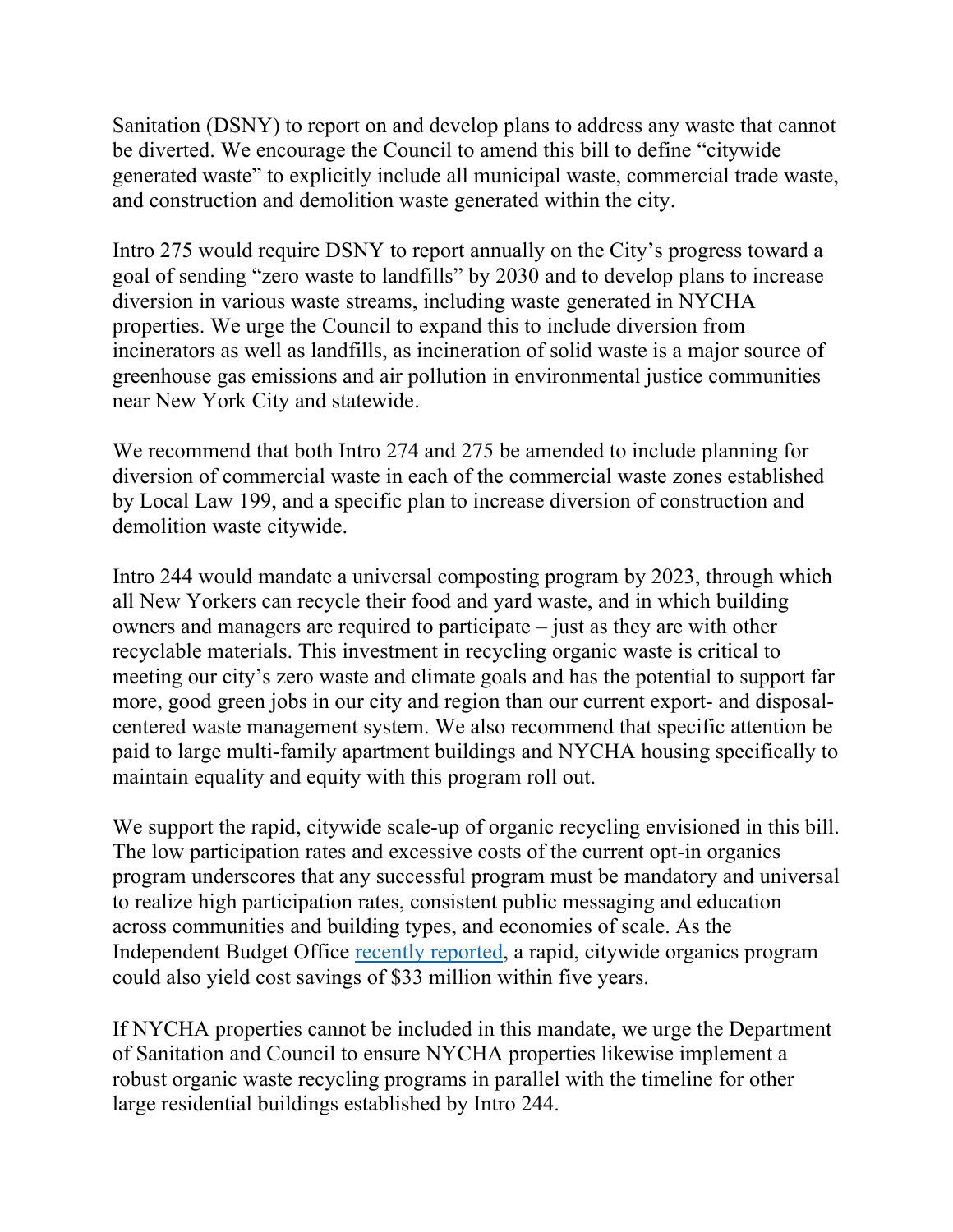Sanitation (DSNY) to report on and develop plans to address any waste that cannot be diverted. We encourage the Council to amend this bill to define "citywide generated waste" to explicitly include all municipal waste, commercial trade waste, and construction and demolition waste generated within the city.

Intro 275 would require DSNY to report annually on the City's progress toward a goal of sending "zero waste to landfills" by 2030 and to develop plans to increase diversion in various waste streams, including waste generated in NYCHA properties. We urge the Council to expand this to include diversion from incinerators as well as landfills, as incineration of solid waste is a major source of greenhouse gas emissions and air pollution in environmental justice communities near New York City and statewide.

We recommend that both Intro 274 and 275 be amended to include planning for diversion of commercial waste in each of the commercial waste zones established by Local Law 199, and a specific plan to increase diversion of construction and demolition waste citywide.

Intro 244 would mandate a universal composting program by 2023, through which all New Yorkers can recycle their food and yard waste, and in which building owners and managers are required to participate – just as they are with other recyclable materials. This investment in recycling organic waste is critical to meeting our city's zero waste and climate goals and has the potential to support far more, good green jobs in our city and region than our current export- and disposal-centered waste management system. We also recommend that specific attention be paid to large multi-family apartment buildings and NYCHA housing specifically to maintain equality and equity with this program roll out.

We support the rapid, citywide scale-up of organic recycling envisioned in this bill. The low participation rates and excessive costs of the current opt-in organics program underscores that any successful program must be mandatory and universal to realize high participation rates, consistent public messaging and education across communities and building types, and economies of scale. As the Independent Budget Office recently reported, a rapid, citywide organics program could also yield cost savings of $33 million within five years.

If NYCHA properties cannot be included in this mandate, we urge the Department of Sanitation and Council to ensure NYCHA properties likewise implement a robust organic waste recycling programs in parallel with the timeline for other large residential buildings established by Intro 244.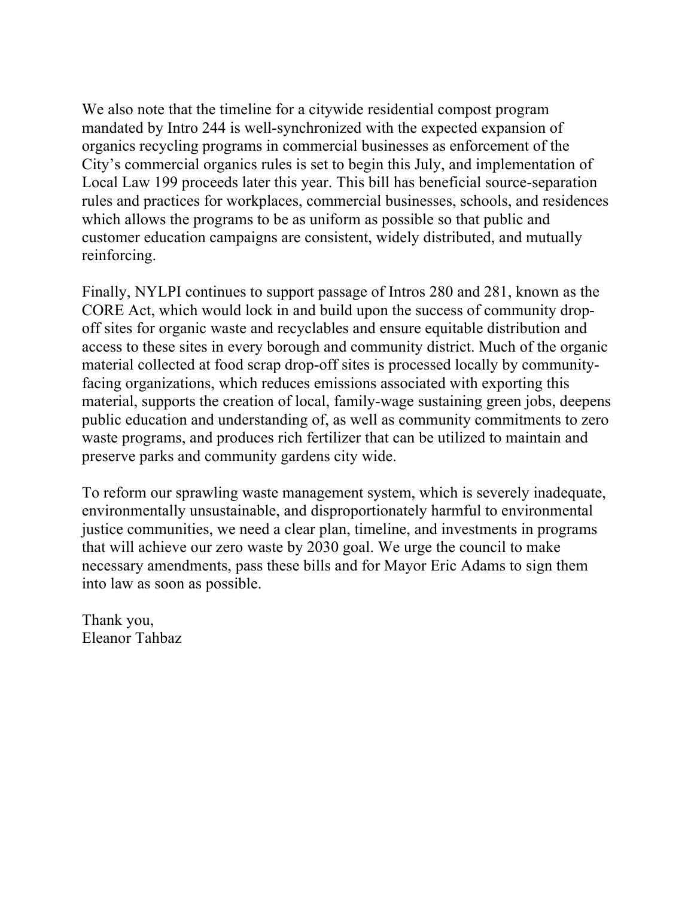We also note that the timeline for a citywide residential compost program mandated by Intro 244 is well-synchronized with the expected expansion of organics recycling programs in commercial businesses as enforcement of the City's commercial organics rules is set to begin this July, and implementation of Local Law 199 proceeds later this year. This bill has beneficial source-separation rules and practices for workplaces, commercial businesses, schools, and residences which allows the programs to be as uniform as possible so that public and customer education campaigns are consistent, widely distributed, and mutually reinforcing.

Finally, NYLPI continues to support passage of Intros 280 and 281, known as the CORE Act, which would lock in and build upon the success of community drop-off sites for organic waste and recyclables and ensure equitable distribution and access to these sites in every borough and community district. Much of the organic material collected at food scrap drop-off sites is processed locally by community-facing organizations, which reduces emissions associated with exporting this material, supports the creation of local, family-wage sustaining green jobs, deepens public education and understanding of, as well as community commitments to zero waste programs, and produces rich fertilizer that can be utilized to maintain and preserve parks and community gardens city wide.

To reform our sprawling waste management system, which is severely inadequate, environmentally unsustainable, and disproportionately harmful to environmental justice communities, we need a clear plan, timeline, and investments in programs that will achieve our zero waste by 2030 goal. We urge the council to make necessary amendments, pass these bills and for Mayor Eric Adams to sign them into law as soon as possible.

Thank you,
Eleanor Tahbaz